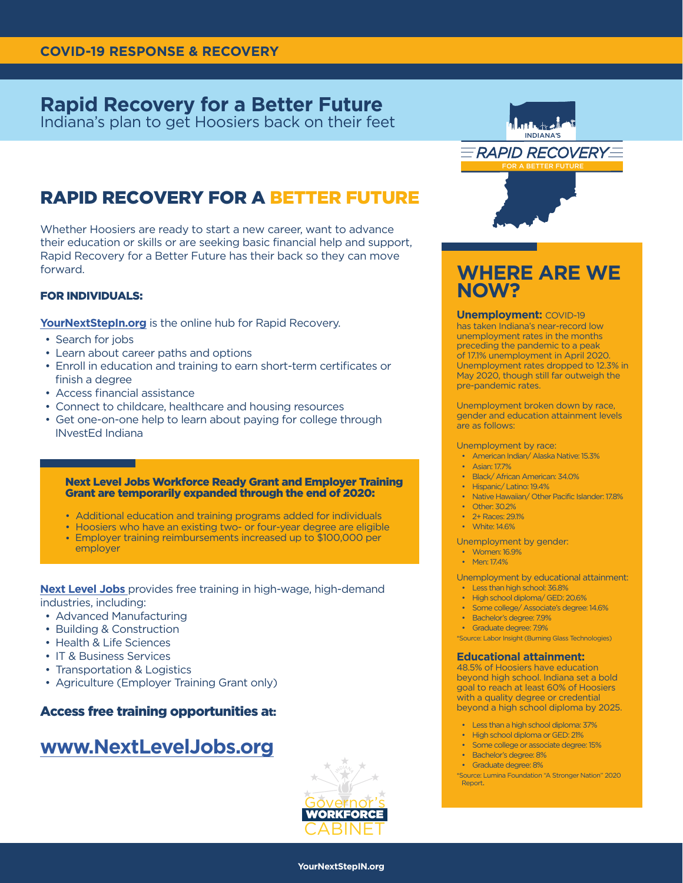COVID-19 RESPONSE & RECOVERY

# Rapid Recovery for a Better Future

Indiana's plan to get Hoosiers back on their feet

## RAPID RECOVERY FOR A BETTER FUTURE

Whether Hoosiers are ready to start a new career, want to advance their education or skills or are seeking basic financial help and support, Rapid Recovery for a Better Future has their back so they can move forward.

### FOR INDIVIDUALS:

**YourNextStepIn.org** is the online hub for Rapid Recovery.

- Search for jobs
- Learn about career paths and options
- Enroll in education and training to earn short-term certificates or finish a degree
- Access financial assistance
- Connect to childcare, healthcare and housing resources
- Get one-on-one help to learn about paying for college through INvestEd Indiana

**Next Level Jobs Workforce Ready Grant and Employer Training Grant are temporarily expanded through the end of 2020:**

- Additional education and training programs added for individuals
- Hoosiers who have an existing two- or four-year degree are eligible
- Employer training reimbursements increased up to $100,000 per employer

**Next Level Jobs** provides free training in high-wage, high-demand industries, including:

- Advanced Manufacturing
- Building & Construction
- Health & Life Sciences
- IT & Business Services
- Transportation & Logistics
- Agriculture (Employer Training Grant only)

### Access free training opportunities at:

## www.NextLevelJobs.org

Governor's WORKFORCE CABINET

## WHERE ARE WE NOW?

**Unemployment:** COVID-19 has taken Indiana's near-record low unemployment rates in the months preceding the pandemic to a peak of 17.1% unemployment in April 2020. Unemployment rates dropped to 12.3% in May 2020, though still far outweigh the pre-pandemic rates.

Unemployment broken down by race, gender and education attainment levels are as follows:

Unemployment by race:

- American Indian/ Alaska Native: 15.3%
- Asian: 17.7%
- Black/ African American: 34.0%
- Hispanic/ Latino: 19.4%
- Native Hawaiian/ Other Pacific Islander: 17.8%
- Other: 30.2%
- 2+ Races: 29.1%
- White: 14.6%

Unemployment by gender:

- Women: 16.9%
- Men: 17.4%

Unemployment by educational attainment:

- Less than high school: 36.8%
- High school diploma/ GED: 20.6%
- Some college/ Associate's degree: 14.6%
- Bachelor's degree: 7.9%
- Graduate degree: 7.9%

*Source: Labor Insight (Burning Glass Technologies)

**Educational attainment:** 48.5% of Hoosiers have education beyond high school. Indiana set a bold goal to reach at least 60% of Hoosiers with a quality degree or credential beyond a high school diploma by 2025.

- Less than a high school diploma: 37%
- High school diploma or GED: 21%
- Some college or associate degree: 15%
- Bachelor's degree: 8%
- Graduate degree: 8%

*Source: Lumina Foundation "A Stronger Nation" 2020 Report.

YourNextStepIN.org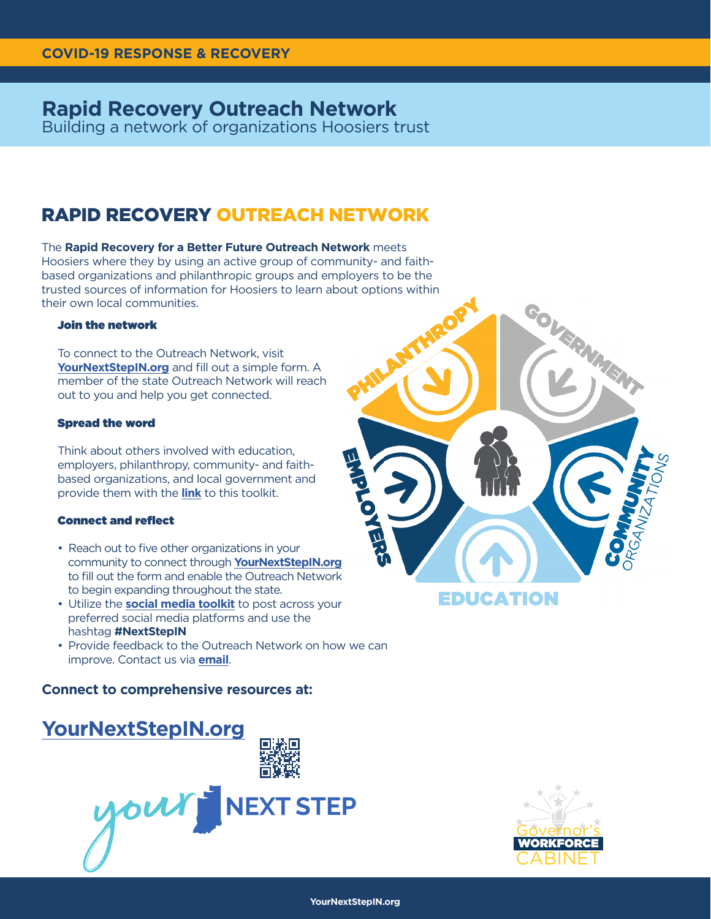COVID-19 RESPONSE & RECOVERY

# Rapid Recovery Outreach Network

Building a network of organizations Hoosiers trust

## RAPID RECOVERY OUTREACH NETWORK

The **Rapid Recovery for a Better Future Outreach Network** meets Hoosiers where they by using an active group of community- and faith-based organizations and philanthropic groups and employers to be the trusted sources of information for Hoosiers to learn about options within their own local communities.

### Join the network

To connect to the Outreach Network, visit **YourNextStepIN.org** and fill out a simple form. A member of the state Outreach Network will reach out to you and help you get connected.

### Spread the word

Think about others involved with education, employers, philanthropy, community- and faith-based organizations, and local government and provide them with the **link** to this toolkit.

### Connect and reflect

- Reach out to five other organizations in your community to connect through **YourNextStepIN.org** to fill out the form and enable the Outreach Network to begin expanding throughout the state.
- Utilize the **social media toolkit** to post across your preferred social media platforms and use the hashtag **#NextStepIN**
- Provide feedback to the Outreach Network on how we can improve. Contact us via **email**.

PHILANTHROPY
GOVERNMENT
EMPLOYERS
COMMUNITY ORGANIZATIONS
EDUCATION

**Connect to comprehensive resources at:**

## YourNextStepIN.org

your NEXT STEP

Governor's WORKFORCE CABINET